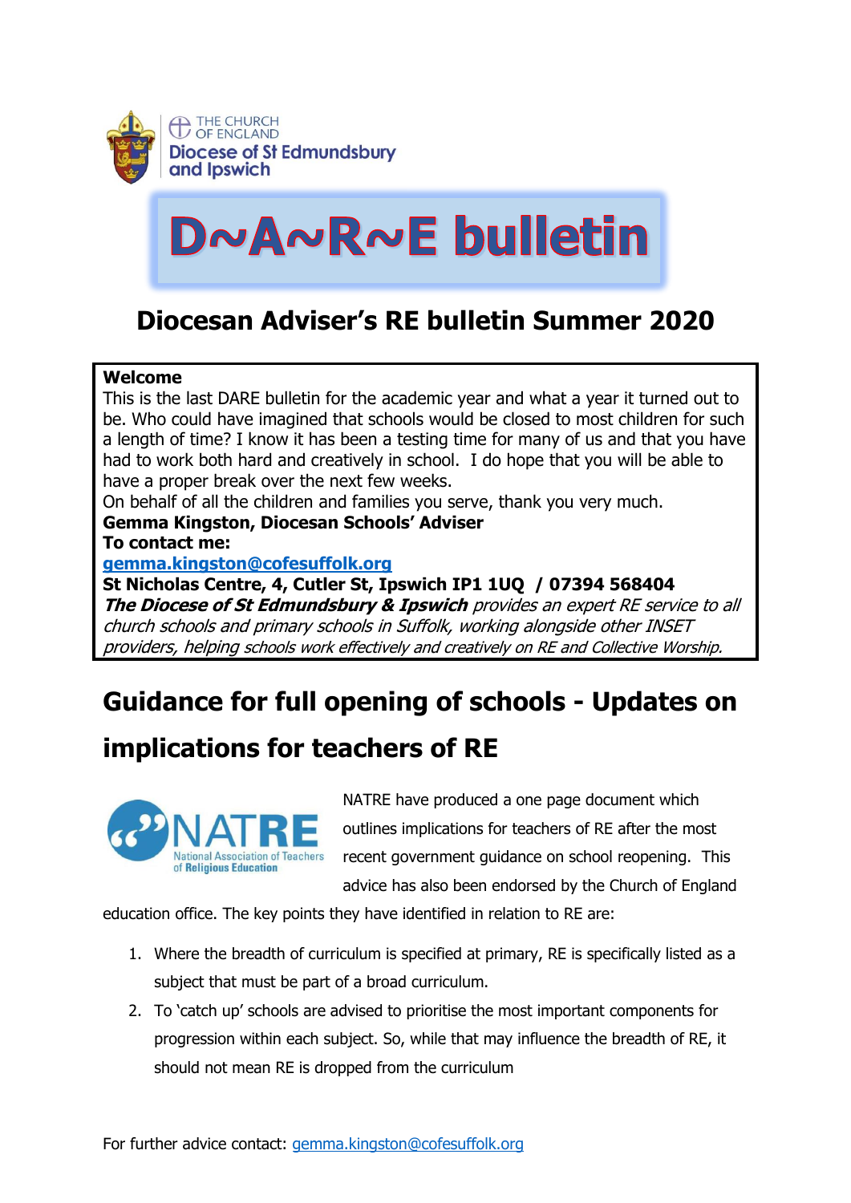THE CHURCH OF ENGLAND
Diocese of St Edmundsbury and Ipswich

# D~A~R~E bulletin

## Diocesan Adviser's RE bulletin Summer 2020

**Welcome**

This is the last DARE bulletin for the academic year and what a year it turned out to be. Who could have imagined that schools would be closed to most children for such a length of time? I know it has been a testing time for many of us and that you have had to work both hard and creatively in school. I do hope that you will be able to have a proper break over the next few weeks.

On behalf of all the children and families you serve, thank you very much.

**Gemma Kingston, Diocesan Schools' Adviser**

**To contact me:**

**gemma.kingston@cofesuffolk.org**

**St Nicholas Centre, 4, Cutler St, Ipswich IP1 1UQ / 07394 568404**

***The Diocese of St Edmundsbury & Ipswich*** *provides an expert RE service to all church schools and primary schools in Suffolk, working alongside other INSET providers, helping schools work effectively and creatively on RE and Collective Worship.*

## Guidance for full opening of schools - Updates on implications for teachers of RE

NATRE National Association of Teachers of Religious Education

NATRE have produced a one page document which outlines implications for teachers of RE after the most recent government guidance on school reopening. This advice has also been endorsed by the Church of England education office. The key points they have identified in relation to RE are:

1. Where the breadth of curriculum is specified at primary, RE is specifically listed as a subject that must be part of a broad curriculum.
2. To 'catch up' schools are advised to prioritise the most important components for progression within each subject. So, while that may influence the breadth of RE, it should not mean RE is dropped from the curriculum

For further advice contact: gemma.kingston@cofesuffolk.org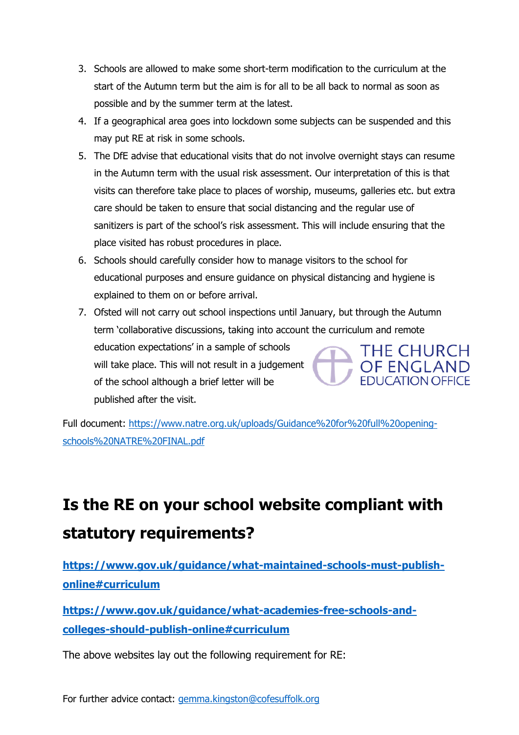3. Schools are allowed to make some short-term modification to the curriculum at the start of the Autumn term but the aim is for all to be all back to normal as soon as possible and by the summer term at the latest.
4. If a geographical area goes into lockdown some subjects can be suspended and this may put RE at risk in some schools.
5. The DfE advise that educational visits that do not involve overnight stays can resume in the Autumn term with the usual risk assessment. Our interpretation of this is that visits can therefore take place to places of worship, museums, galleries etc. but extra care should be taken to ensure that social distancing and the regular use of sanitizers is part of the school's risk assessment. This will include ensuring that the place visited has robust procedures in place.
6. Schools should carefully consider how to manage visitors to the school for educational purposes and ensure guidance on physical distancing and hygiene is explained to them on or before arrival.
7. Ofsted will not carry out school inspections until January, but through the Autumn term 'collaborative discussions, taking into account the curriculum and remote education expectations' in a sample of schools will take place. This will not result in a judgement of the school although a brief letter will be published after the visit.

THE CHURCH OF ENGLAND EDUCATION OFFICE

Full document: https://www.natre.org.uk/uploads/Guidance%20for%20full%20opening-schools%20NATRE%20FINAL.pdf

## Is the RE on your school website compliant with statutory requirements?

**https://www.gov.uk/guidance/what-maintained-schools-must-publish-online#curriculum**

**https://www.gov.uk/guidance/what-academies-free-schools-and-colleges-should-publish-online#curriculum**

The above websites lay out the following requirement for RE:

For further advice contact: gemma.kingston@cofesuffolk.org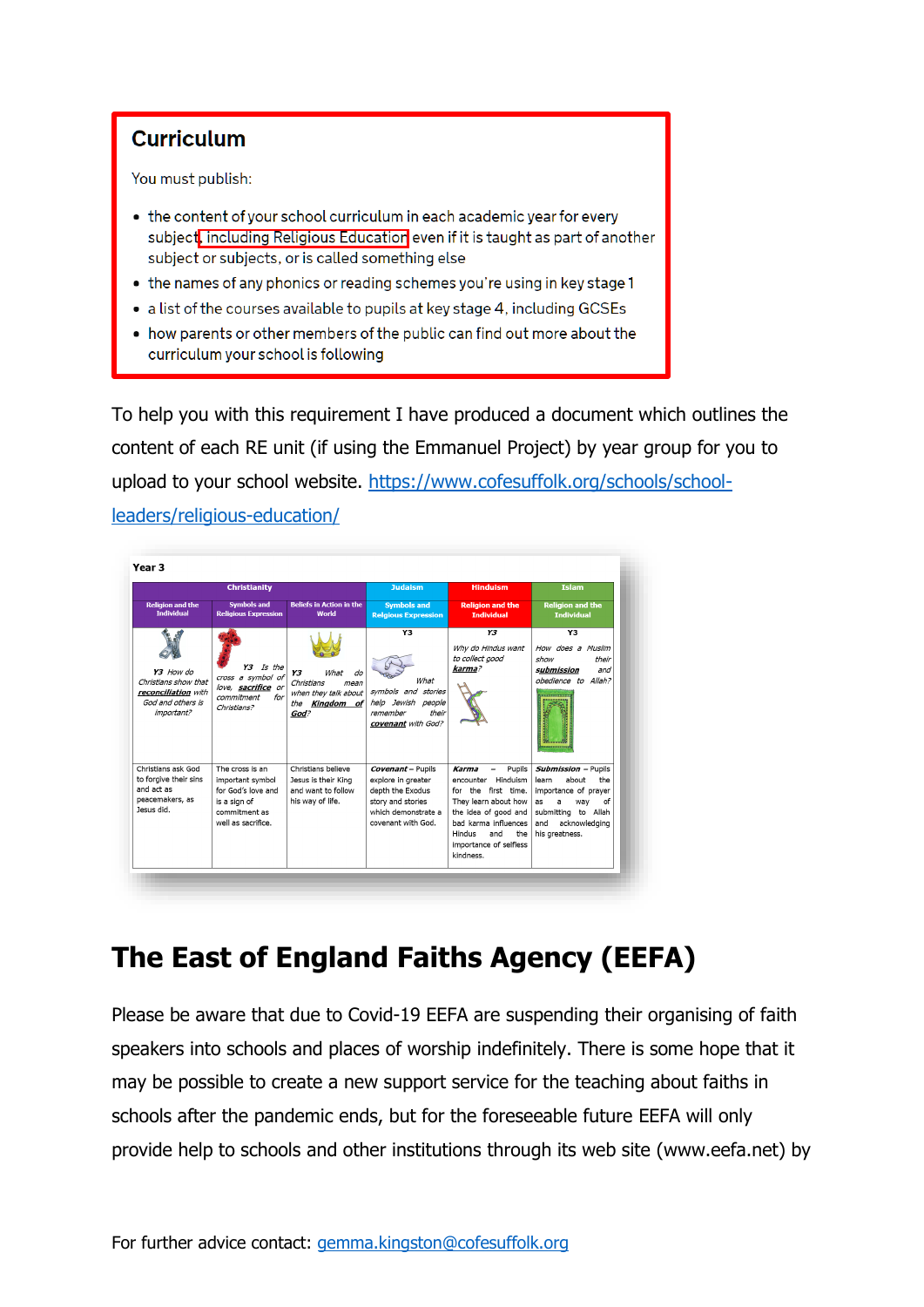## Curriculum

You must publish:

- the content of your school curriculum in each academic year for every subject, including Religious Education even if it is taught as part of another subject or subjects, or is called something else
- the names of any phonics or reading schemes you're using in key stage 1
- a list of the courses available to pupils at key stage 4, including GCSEs
- how parents or other members of the public can find out more about the curriculum your school is following

To help you with this requirement I have produced a document which outlines the content of each RE unit (if using the Emmanuel Project) by year group for you to upload to your school website. https://www.cofesuffolk.org/schools/school-leaders/religious-education/

**Year 3**

| Christianity | | | Judaism | Hinduism | Islam |
|---|---|---|---|---|---|
| Religion and the Individual | Symbols and Religious Expression | Beliefs in Action in the World | Symbols and Religious Expression | Religion and the Individual | Religion and the Individual |
| *Y3 How do Christians show that **reconciliation** with God and others is important?* | *Y3 Is the cross a symbol of love, **sacrifice** or commitment for Christians?* | *Y3 What do Christians mean when they talk about the **Kingdom of God**?* | Y3 *What symbols and stories help Jewish people remember their **covenant** with God?* | Y3 *Why do Hindus want to collect good **karma**?* | Y3 *How does a Muslim show their **submission** and obedience to Allah?* |
| Christians ask God to forgive their sins and act as peacemakers, as Jesus did. | The cross is an important symbol for God's love and is a sign of commitment as well as sacrifice. | Christians believe Jesus is their King and want to follow his way of life. | ***Covenant*** – Pupils explore in greater depth the Exodus story and stories which demonstrate a covenant with God. | ***Karma*** – Pupils encounter Hinduism for the first time. They learn about how the idea of good and bad karma influences Hindus and the importance of selfless kindness. | ***Submission*** – Pupils learn about the importance of prayer as a way of submitting to Allah and acknowledging his greatness. |

# The East of England Faiths Agency (EEFA)

Please be aware that due to Covid-19 EEFA are suspending their organising of faith speakers into schools and places of worship indefinitely. There is some hope that it may be possible to create a new support service for the teaching about faiths in schools after the pandemic ends, but for the foreseeable future EEFA will only provide help to schools and other institutions through its web site (www.eefa.net) by

For further advice contact: gemma.kingston@cofesuffolk.org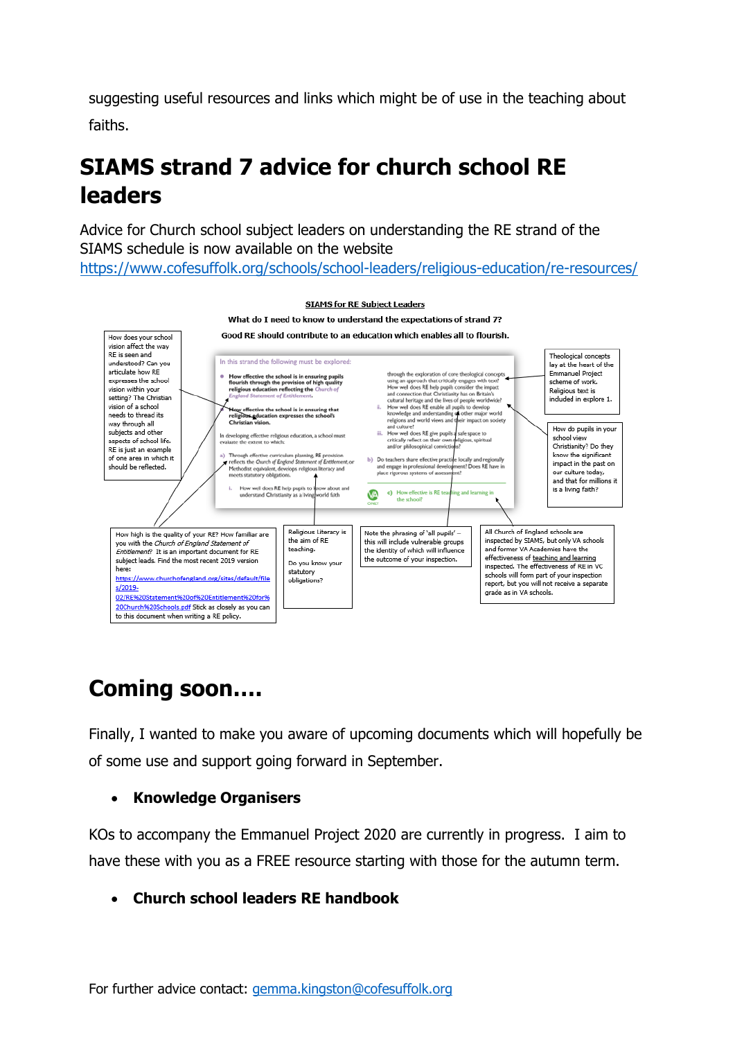suggesting useful resources and links which might be of use in the teaching about faiths.

## SIAMS strand 7 advice for church school RE leaders

Advice for Church school subject leaders on understanding the RE strand of the SIAMS schedule is now available on the website https://www.cofesuffolk.org/schools/school-leaders/religious-education/re-resources/

**SIAMS for RE Subject Leaders**

**What do I need to know to understand the expectations of strand 7?**

**Good RE should contribute to an education which enables all to flourish.**

How does your school vision affect the way RE is seen and understood? Can you articulate how RE expresses the school vision within your setting? The Christian vision of a school needs to thread its way through all subjects and other aspects of school life. RE is just an example of one area in which it should be reflected.

Theological concepts lay at the heart of the Emmanuel Project scheme of work. Religious text is included in explore 1.

How do pupils in your school view Christianity? Do they know the significant impact in the past on our culture today, and that for millions it is a living faith?

How high is the quality of your RE? How familiar are you with the *Church of England Statement of Entitlement*? It is an important document for RE subject leads. Find the most recent 2019 version here: https://www.churchofengland.org/sites/default/files/2019-02/RE%20Statement%20of%20Entitlement%20for%20Church%20Schools.pdf Stick as closely as you can to this document when writing a RE policy.

Religious Literacy is the aim of RE teaching.

Do you know your statutory obligations?

Note the phrasing of 'all pupils' – this will include vulnerable groups the identity of which will influence the outcome of your inspection.

All Church of England schools are inspected by SIAMS, but only VA schools and former VA Academies have the effectiveness of teaching and learning inspected. The effectiveness of RE in VC schools will form part of your inspection report, but you will not receive a separate grade as in VA schools.

# Coming soon….

Finally, I wanted to make you aware of upcoming documents which will hopefully be of some use and support going forward in September.

- **Knowledge Organisers**

KOs to accompany the Emmanuel Project 2020 are currently in progress. I aim to have these with you as a FREE resource starting with those for the autumn term.

- **Church school leaders RE handbook**

For further advice contact: gemma.kingston@cofesuffolk.org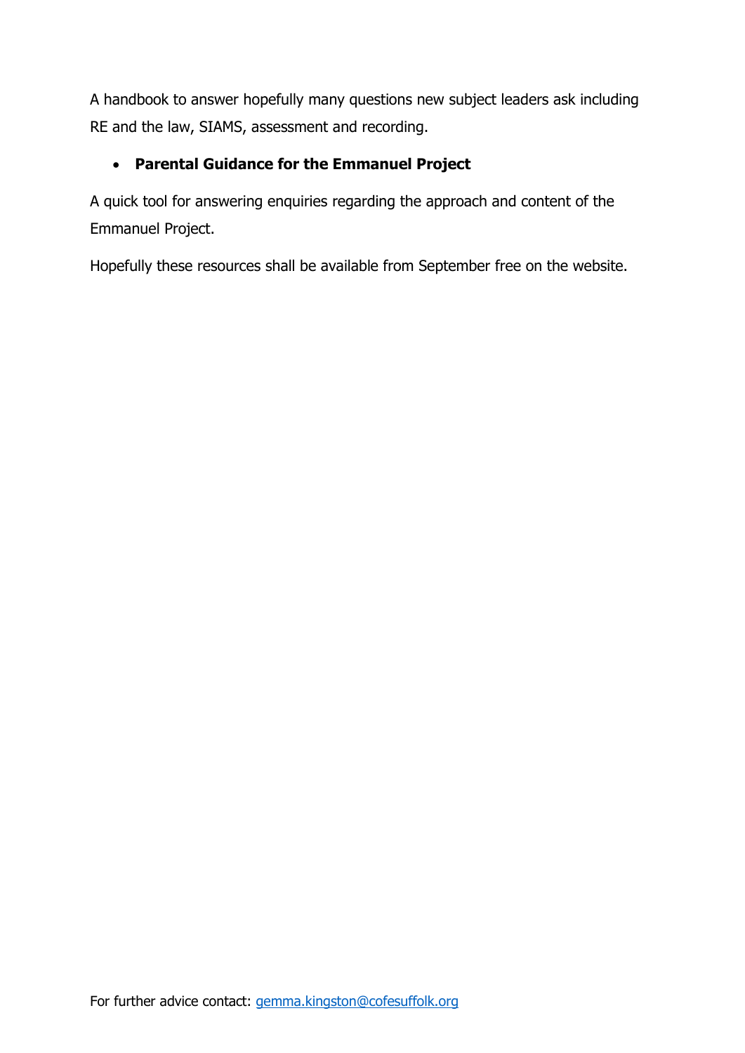A handbook to answer hopefully many questions new subject leaders ask including RE and the law, SIAMS, assessment and recording.

- **Parental Guidance for the Emmanuel Project**

A quick tool for answering enquiries regarding the approach and content of the Emmanuel Project.

Hopefully these resources shall be available from September free on the website.

For further advice contact: gemma.kingston@cofesuffolk.org